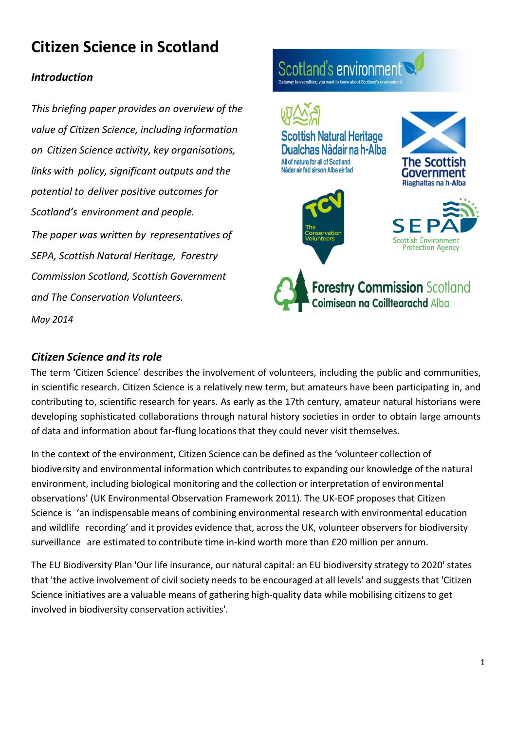# Citizen Science in Scotland

### *Introduction*

*This briefing paper provides an overview of the value of Citizen Science, including information on Citizen Science activity, key organisations, links with policy, significant outputs and the potential to deliver positive outcomes for Scotland's environment and people.*

*The paper was written by representatives of SEPA, Scottish Natural Heritage, Forestry Commission Scotland, Scottish Government and The Conservation Volunteers.*

*May 2014*

### *Citizen Science and its role*

The term 'Citizen Science' describes the involvement of volunteers, including the public and communities, in scientific research. Citizen Science is a relatively new term, but amateurs have been participating in, and contributing to, scientific research for years. As early as the 17th century, amateur natural historians were developing sophisticated collaborations through natural history societies in order to obtain large amounts of data and information about far-flung locations that they could never visit themselves.

In the context of the environment, Citizen Science can be defined as the 'volunteer collection of biodiversity and environmental information which contributes to expanding our knowledge of the natural environment, including biological monitoring and the collection or interpretation of environmental observations' (UK Environmental Observation Framework 2011). The UK-EOF proposes that Citizen Science is 'an indispensable means of combining environmental research with environmental education and wildlife recording' and it provides evidence that, across the UK, volunteer observers for biodiversity surveillance are estimated to contribute time in-kind worth more than £20 million per annum.

The EU Biodiversity Plan 'Our life insurance, our natural capital: an EU biodiversity strategy to 2020' states that 'the active involvement of civil society needs to be encouraged at all levels' and suggests that 'Citizen Science initiatives are a valuable means of gathering high-quality data while mobilising citizens to get involved in biodiversity conservation activities'.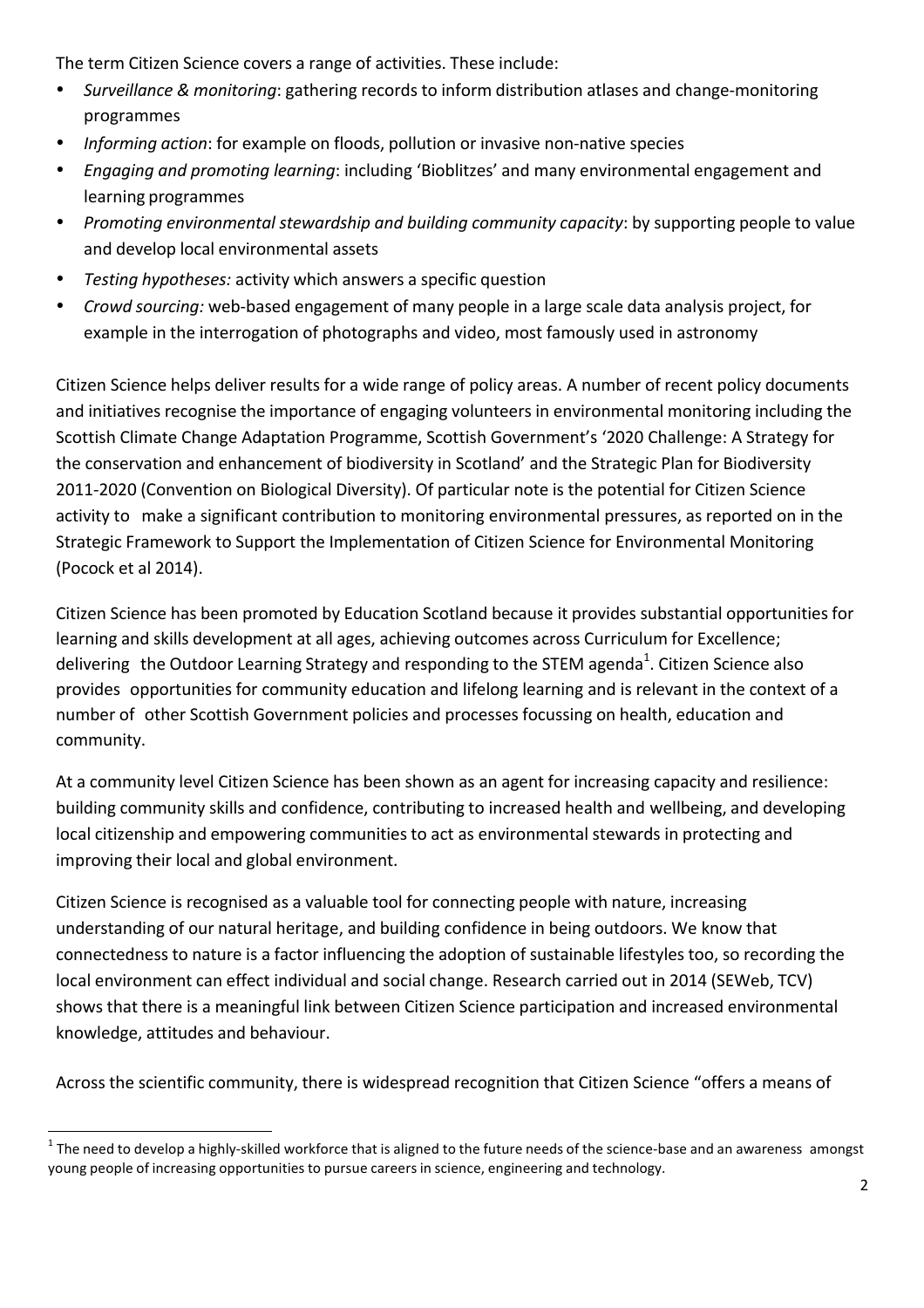The term Citizen Science covers a range of activities. These include:

- *Surveillance & monitoring*: gathering records to inform distribution atlases and change-monitoring programmes
- *Informing action*: for example on floods, pollution or invasive non-native species
- *Engaging and promoting learning*: including 'Bioblitzes' and many environmental engagement and learning programmes
- *Promoting environmental stewardship and building community capacity*: by supporting people to value and develop local environmental assets
- *Testing hypotheses:* activity which answers a specific question
- *Crowd sourcing:* web-based engagement of many people in a large scale data analysis project, for example in the interrogation of photographs and video, most famously used in astronomy

Citizen Science helps deliver results for a wide range of policy areas. A number of recent policy documents and initiatives recognise the importance of engaging volunteers in environmental monitoring including the Scottish Climate Change Adaptation Programme, Scottish Government's '2020 Challenge: A Strategy for the conservation and enhancement of biodiversity in Scotland' and the Strategic Plan for Biodiversity 2011-2020 (Convention on Biological Diversity). Of particular note is the potential for Citizen Science activity to make a significant contribution to monitoring environmental pressures, as reported on in the Strategic Framework to Support the Implementation of Citizen Science for Environmental Monitoring (Pocock et al 2014).

Citizen Science has been promoted by Education Scotland because it provides substantial opportunities for learning and skills development at all ages, achieving outcomes across Curriculum for Excellence; delivering the Outdoor Learning Strategy and responding to the STEM agenda[1]. Citizen Science also provides opportunities for community education and lifelong learning and is relevant in the context of a number of other Scottish Government policies and processes focussing on health, education and community.

At a community level Citizen Science has been shown as an agent for increasing capacity and resilience: building community skills and confidence, contributing to increased health and wellbeing, and developing local citizenship and empowering communities to act as environmental stewards in protecting and improving their local and global environment.

Citizen Science is recognised as a valuable tool for connecting people with nature, increasing understanding of our natural heritage, and building confidence in being outdoors. We know that connectedness to nature is a factor influencing the adoption of sustainable lifestyles too, so recording the local environment can effect individual and social change. Research carried out in 2014 (SEWeb, TCV) shows that there is a meaningful link between Citizen Science participation and increased environmental knowledge, attitudes and behaviour.

Across the scientific community, there is widespread recognition that Citizen Science "offers a means of

[1] The need to develop a highly-skilled workforce that is aligned to the future needs of the science-base and an awareness amongst young people of increasing opportunities to pursue careers in science, engineering and technology.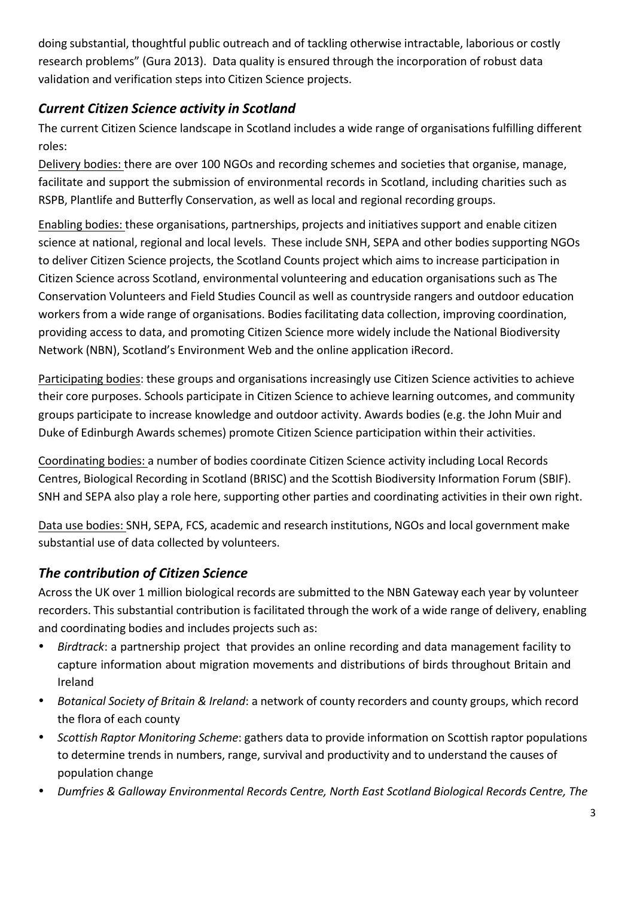doing substantial, thoughtful public outreach and of tackling otherwise intractable, laborious or costly research problems" (Gura 2013). Data quality is ensured through the incorporation of robust data validation and verification steps into Citizen Science projects.

### *Current Citizen Science activity in Scotland*

The current Citizen Science landscape in Scotland includes a wide range of organisations fulfilling different roles:

Delivery bodies: there are over 100 NGOs and recording schemes and societies that organise, manage, facilitate and support the submission of environmental records in Scotland, including charities such as RSPB, Plantlife and Butterfly Conservation, as well as local and regional recording groups.

Enabling bodies: these organisations, partnerships, projects and initiatives support and enable citizen science at national, regional and local levels. These include SNH, SEPA and other bodies supporting NGOs to deliver Citizen Science projects, the Scotland Counts project which aims to increase participation in Citizen Science across Scotland, environmental volunteering and education organisations such as The Conservation Volunteers and Field Studies Council as well as countryside rangers and outdoor education workers from a wide range of organisations. Bodies facilitating data collection, improving coordination, providing access to data, and promoting Citizen Science more widely include the National Biodiversity Network (NBN), Scotland's Environment Web and the online application iRecord.

Participating bodies: these groups and organisations increasingly use Citizen Science activities to achieve their core purposes. Schools participate in Citizen Science to achieve learning outcomes, and community groups participate to increase knowledge and outdoor activity. Awards bodies (e.g. the John Muir and Duke of Edinburgh Awards schemes) promote Citizen Science participation within their activities.

Coordinating bodies: a number of bodies coordinate Citizen Science activity including Local Records Centres, Biological Recording in Scotland (BRISC) and the Scottish Biodiversity Information Forum (SBIF). SNH and SEPA also play a role here, supporting other parties and coordinating activities in their own right.

Data use bodies: SNH, SEPA, FCS, academic and research institutions, NGOs and local government make substantial use of data collected by volunteers.

### *The contribution of Citizen Science*

Across the UK over 1 million biological records are submitted to the NBN Gateway each year by volunteer recorders. This substantial contribution is facilitated through the work of a wide range of delivery, enabling and coordinating bodies and includes projects such as:

- *Birdtrack*: a partnership project that provides an online recording and data management facility to capture information about migration movements and distributions of birds throughout Britain and Ireland
- *Botanical Society of Britain & Ireland*: a network of county recorders and county groups, which record the flora of each county
- *Scottish Raptor Monitoring Scheme*: gathers data to provide information on Scottish raptor populations to determine trends in numbers, range, survival and productivity and to understand the causes of population change
- *Dumfries & Galloway Environmental Records Centre, North East Scotland Biological Records Centre, The*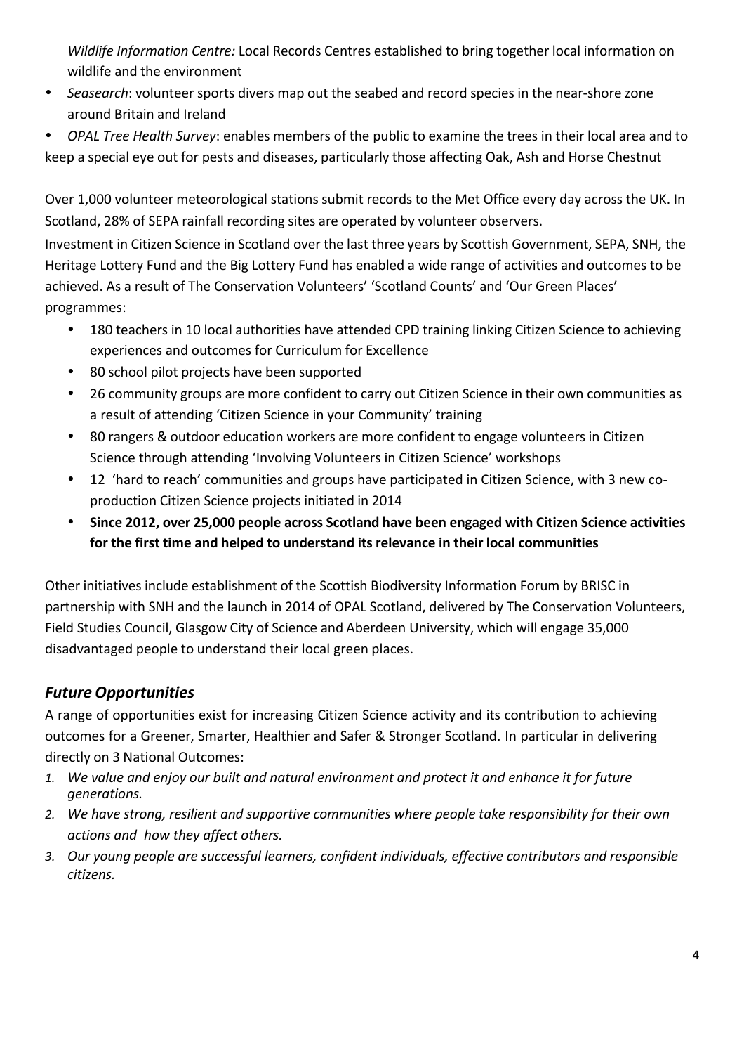*Wildlife Information Centre:* Local Records Centres established to bring together local information on wildlife and the environment

- *Seasearch*: volunteer sports divers map out the seabed and record species in the near-shore zone around Britain and Ireland
- *OPAL Tree Health Survey*: enables members of the public to examine the trees in their local area and to keep a special eye out for pests and diseases, particularly those affecting Oak, Ash and Horse Chestnut

Over 1,000 volunteer meteorological stations submit records to the Met Office every day across the UK. In Scotland, 28% of SEPA rainfall recording sites are operated by volunteer observers.

Investment in Citizen Science in Scotland over the last three years by Scottish Government, SEPA, SNH, the Heritage Lottery Fund and the Big Lottery Fund has enabled a wide range of activities and outcomes to be achieved. As a result of The Conservation Volunteers' 'Scotland Counts' and 'Our Green Places' programmes:

- 180 teachers in 10 local authorities have attended CPD training linking Citizen Science to achieving experiences and outcomes for Curriculum for Excellence
- 80 school pilot projects have been supported
- 26 community groups are more confident to carry out Citizen Science in their own communities as a result of attending 'Citizen Science in your Community' training
- 80 rangers & outdoor education workers are more confident to engage volunteers in Citizen Science through attending 'Involving Volunteers in Citizen Science' workshops
- 12 'hard to reach' communities and groups have participated in Citizen Science, with 3 new co-production Citizen Science projects initiated in 2014
- **Since 2012, over 25,000 people across Scotland have been engaged with Citizen Science activities for the first time and helped to understand its relevance in their local communities**

Other initiatives include establishment of the Scottish Biodiversity Information Forum by BRISC in partnership with SNH and the launch in 2014 of OPAL Scotland, delivered by The Conservation Volunteers, Field Studies Council, Glasgow City of Science and Aberdeen University, which will engage 35,000 disadvantaged people to understand their local green places.

## *Future Opportunities*

A range of opportunities exist for increasing Citizen Science activity and its contribution to achieving outcomes for a Greener, Smarter, Healthier and Safer & Stronger Scotland. In particular in delivering directly on 3 National Outcomes:

1. *We value and enjoy our built and natural environment and protect it and enhance it for future generations.*
2. *We have strong, resilient and supportive communities where people take responsibility for their own actions and how they affect others.*
3. *Our young people are successful learners, confident individuals, effective contributors and responsible citizens.*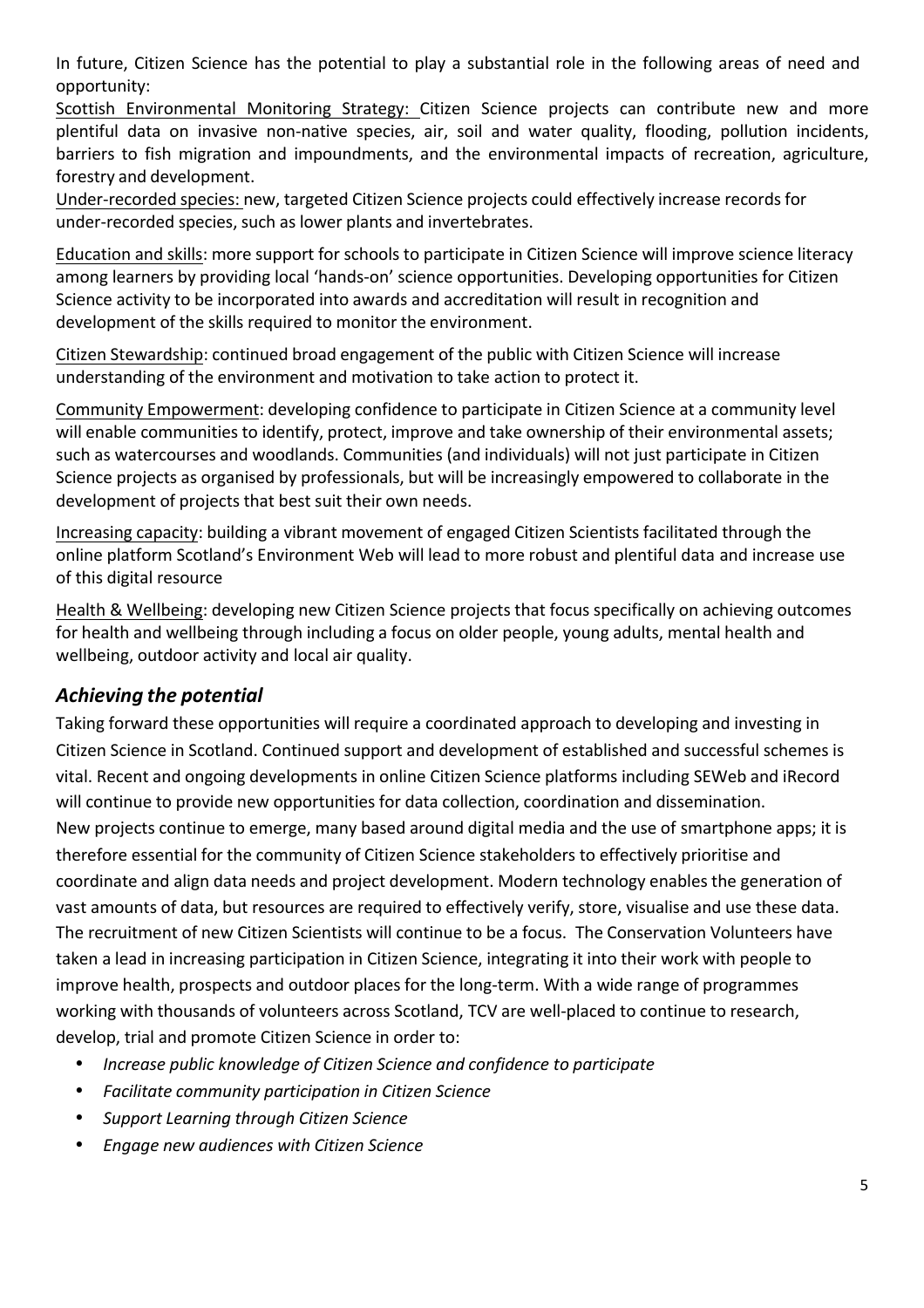In future, Citizen Science has the potential to play a substantial role in the following areas of need and opportunity:

Scottish Environmental Monitoring Strategy: Citizen Science projects can contribute new and more plentiful data on invasive non-native species, air, soil and water quality, flooding, pollution incidents, barriers to fish migration and impoundments, and the environmental impacts of recreation, agriculture, forestry and development.

Under-recorded species: new, targeted Citizen Science projects could effectively increase records for under-recorded species, such as lower plants and invertebrates.

Education and skills: more support for schools to participate in Citizen Science will improve science literacy among learners by providing local 'hands-on' science opportunities. Developing opportunities for Citizen Science activity to be incorporated into awards and accreditation will result in recognition and development of the skills required to monitor the environment.

Citizen Stewardship: continued broad engagement of the public with Citizen Science will increase understanding of the environment and motivation to take action to protect it.

Community Empowerment: developing confidence to participate in Citizen Science at a community level will enable communities to identify, protect, improve and take ownership of their environmental assets; such as watercourses and woodlands. Communities (and individuals) will not just participate in Citizen Science projects as organised by professionals, but will be increasingly empowered to collaborate in the development of projects that best suit their own needs.

Increasing capacity: building a vibrant movement of engaged Citizen Scientists facilitated through the online platform Scotland's Environment Web will lead to more robust and plentiful data and increase use of this digital resource

Health & Wellbeing: developing new Citizen Science projects that focus specifically on achieving outcomes for health and wellbeing through including a focus on older people, young adults, mental health and wellbeing, outdoor activity and local air quality.

## *Achieving the potential*

Taking forward these opportunities will require a coordinated approach to developing and investing in Citizen Science in Scotland. Continued support and development of established and successful schemes is vital. Recent and ongoing developments in online Citizen Science platforms including SEWeb and iRecord will continue to provide new opportunities for data collection, coordination and dissemination.

New projects continue to emerge, many based around digital media and the use of smartphone apps; it is therefore essential for the community of Citizen Science stakeholders to effectively prioritise and coordinate and align data needs and project development. Modern technology enables the generation of vast amounts of data, but resources are required to effectively verify, store, visualise and use these data.

The recruitment of new Citizen Scientists will continue to be a focus. The Conservation Volunteers have taken a lead in increasing participation in Citizen Science, integrating it into their work with people to improve health, prospects and outdoor places for the long-term. With a wide range of programmes working with thousands of volunteers across Scotland, TCV are well-placed to continue to research, develop, trial and promote Citizen Science in order to:

- *Increase public knowledge of Citizen Science and confidence to participate*
- *Facilitate community participation in Citizen Science*
- *Support Learning through Citizen Science*
- *Engage new audiences with Citizen Science*